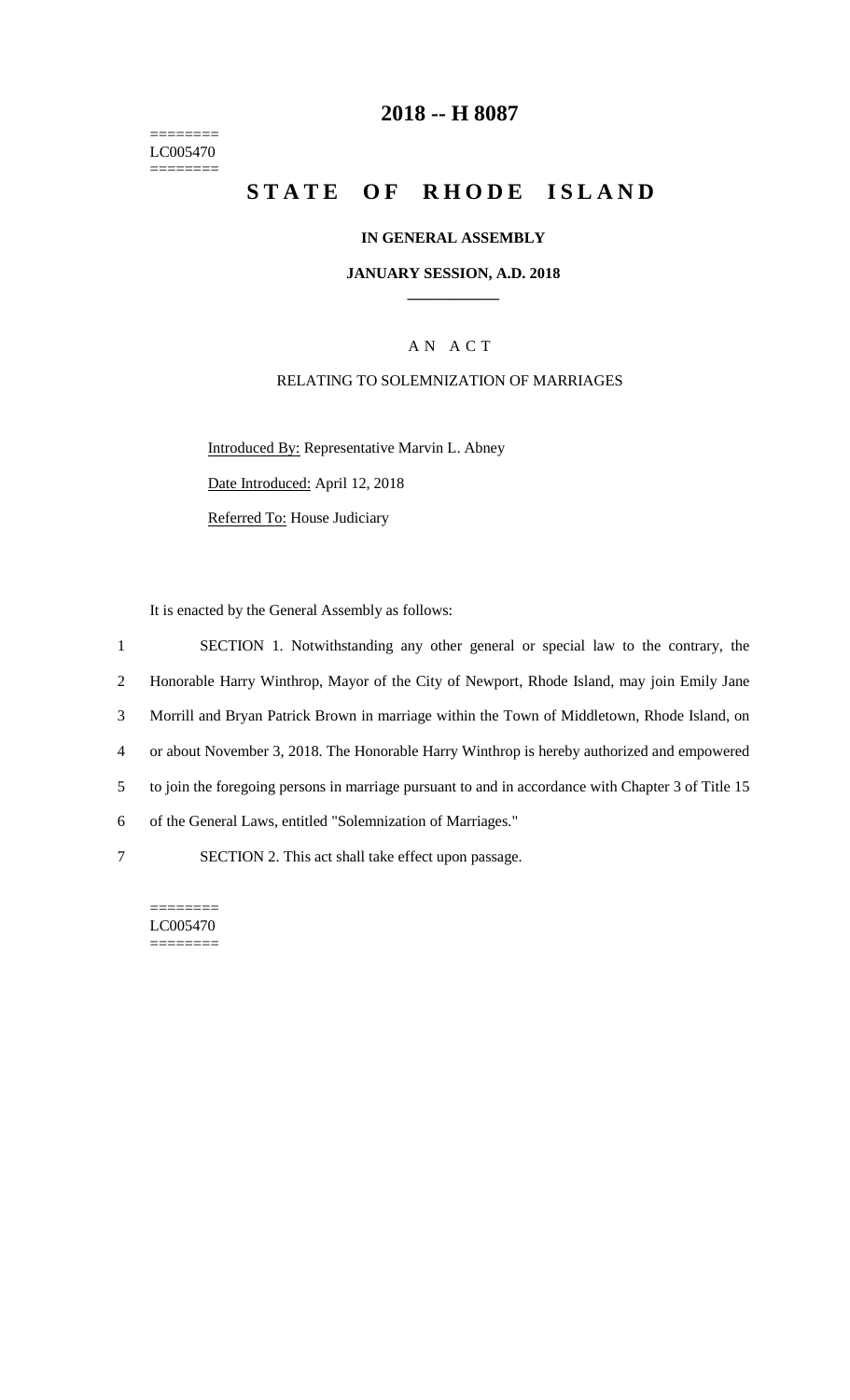========
LC005470
========

# 2018 -- H 8087

# STATE OF RHODE ISLAND

**IN GENERAL ASSEMBLY**

**JANUARY SESSION, A.D. 2018**

A N A C T

RELATING TO SOLEMNIZATION OF MARRIAGES

Introduced By: Representative Marvin L. Abney

Date Introduced: April 12, 2018

Referred To: House Judiciary

It is enacted by the General Assembly as follows:

1 SECTION 1. Notwithstanding any other general or special law to the contrary, the
2 Honorable Harry Winthrop, Mayor of the City of Newport, Rhode Island, may join Emily Jane
3 Morrill and Bryan Patrick Brown in marriage within the Town of Middletown, Rhode Island, on
4 or about November 3, 2018. The Honorable Harry Winthrop is hereby authorized and empowered
5 to join the foregoing persons in marriage pursuant to and in accordance with Chapter 3 of Title 15
6 of the General Laws, entitled "Solemnization of Marriages."
7 SECTION 2. This act shall take effect upon passage.

========
LC005470
========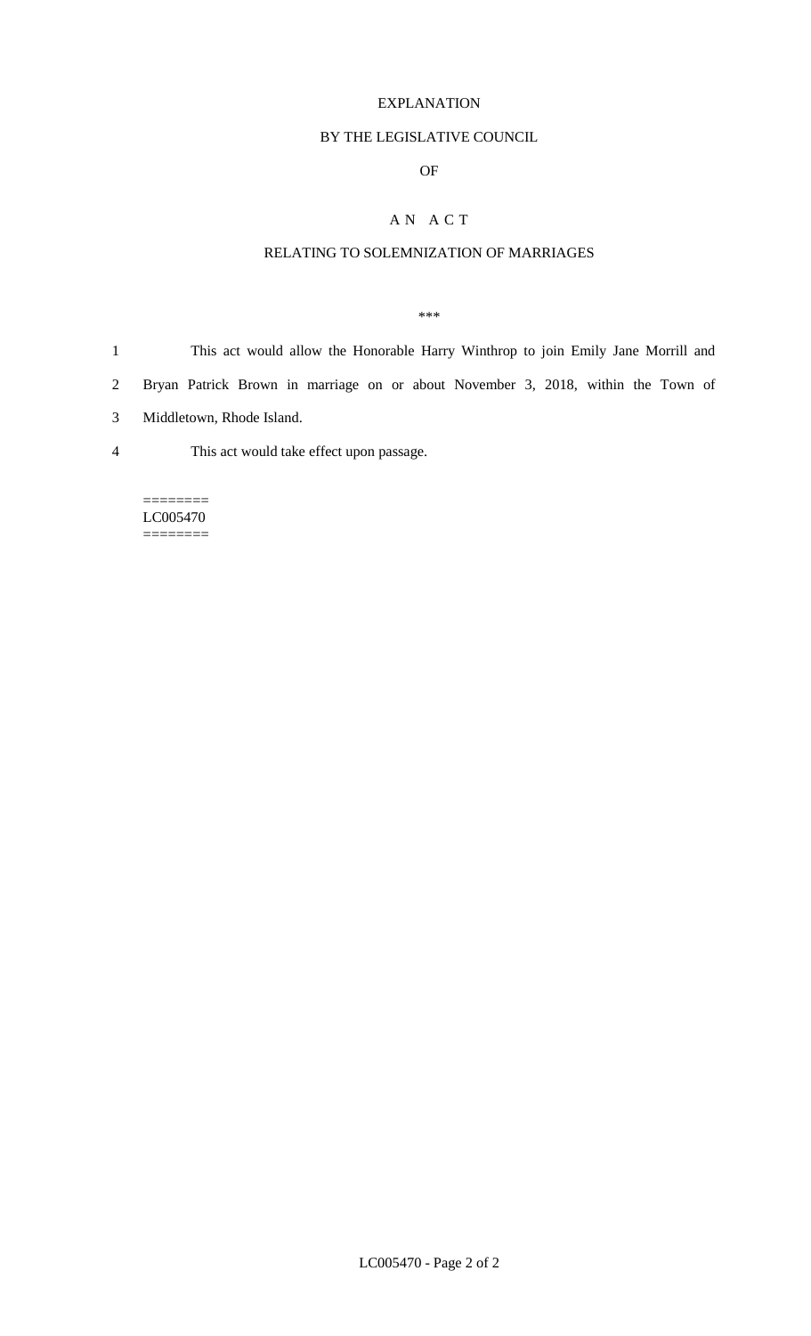EXPLANATION

BY THE LEGISLATIVE COUNCIL

OF

A N A C T

RELATING TO SOLEMNIZATION OF MARRIAGES

\*\*\*

1 This act would allow the Honorable Harry Winthrop to join Emily Jane Morrill and
2 Bryan Patrick Brown in marriage on or about November 3, 2018, within the Town of
3 Middletown, Rhode Island.

4 This act would take effect upon passage.

========
LC005470
========